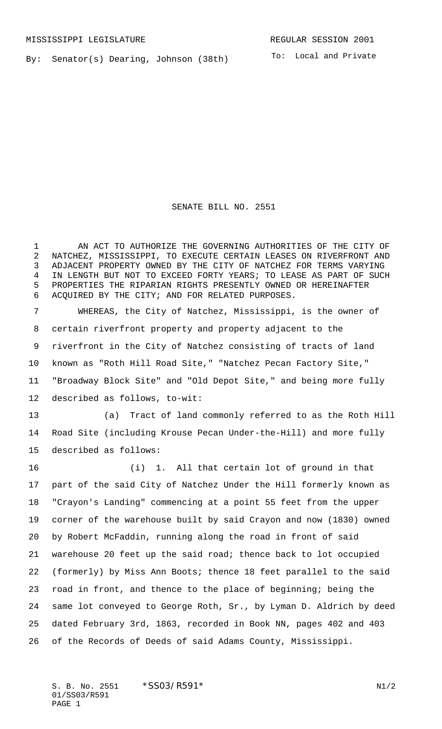MISSISSIPPI LEGISLATURE REGULAR SESSION 2001

By: Senator(s) Dearing, Johnson (38th)

To: Local and Private

# SENATE BILL NO. 2551

AN ACT TO AUTHORIZE THE GOVERNING AUTHORITIES OF THE CITY OF NATCHEZ, MISSISSIPPI, TO EXECUTE CERTAIN LEASES ON RIVERFRONT AND ADJACENT PROPERTY OWNED BY THE CITY OF NATCHEZ FOR TERMS VARYING IN LENGTH BUT NOT TO EXCEED FORTY YEARS; TO LEASE AS PART OF SUCH PROPERTIES THE RIPARIAN RIGHTS PRESENTLY OWNED OR HEREINAFTER ACQUIRED BY THE CITY; AND FOR RELATED PURPOSES.

WHEREAS, the City of Natchez, Mississippi, is the owner of certain riverfront property and property adjacent to the riverfront in the City of Natchez consisting of tracts of land known as "Roth Hill Road Site," "Natchez Pecan Factory Site," "Broadway Block Site" and "Old Depot Site," and being more fully described as follows, to-wit:

(a) Tract of land commonly referred to as the Roth Hill Road Site (including Krouse Pecan Under-the-Hill) and more fully described as follows:

(i) 1. All that certain lot of ground in that part of the said City of Natchez Under the Hill formerly known as "Crayon's Landing" commencing at a point 55 feet from the upper corner of the warehouse built by said Crayon and now (1830) owned by Robert McFaddin, running along the road in front of said warehouse 20 feet up the said road; thence back to lot occupied (formerly) by Miss Ann Boots; thence 18 feet parallel to the said road in front, and thence to the place of beginning; being the same lot conveyed to George Roth, Sr., by Lyman D. Aldrich by deed dated February 3rd, 1863, recorded in Book NN, pages 402 and 403 of the Records of Deeds of said Adams County, Mississippi.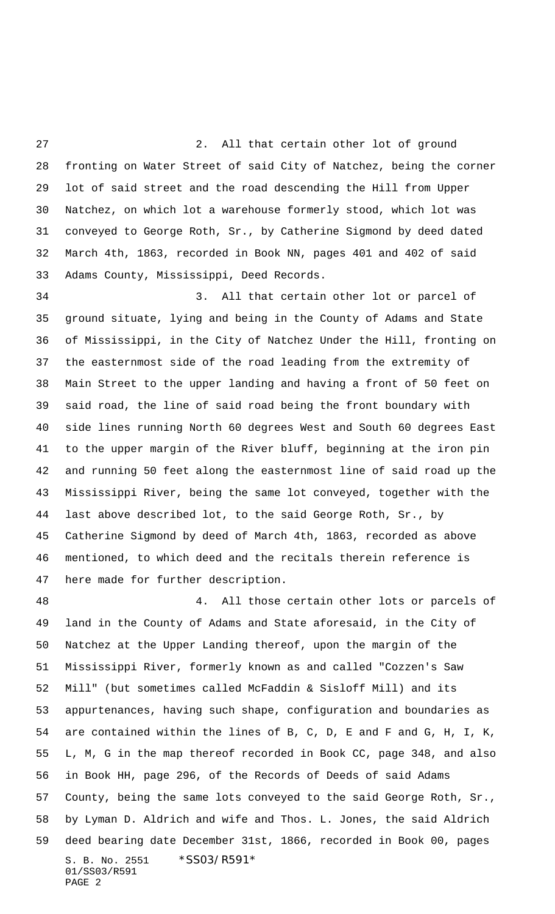2. All that certain other lot of ground fronting on Water Street of said City of Natchez, being the corner lot of said street and the road descending the Hill from Upper Natchez, on which lot a warehouse formerly stood, which lot was conveyed to George Roth, Sr., by Catherine Sigmond by deed dated March 4th, 1863, recorded in Book NN, pages 401 and 402 of said Adams County, Mississippi, Deed Records.

3. All that certain other lot or parcel of ground situate, lying and being in the County of Adams and State of Mississippi, in the City of Natchez Under the Hill, fronting on the easternmost side of the road leading from the extremity of Main Street to the upper landing and having a front of 50 feet on said road, the line of said road being the front boundary with side lines running North 60 degrees West and South 60 degrees East to the upper margin of the River bluff, beginning at the iron pin and running 50 feet along the easternmost line of said road up the Mississippi River, being the same lot conveyed, together with the last above described lot, to the said George Roth, Sr., by Catherine Sigmond by deed of March 4th, 1863, recorded as above mentioned, to which deed and the recitals therein reference is here made for further description.

4. All those certain other lots or parcels of land in the County of Adams and State aforesaid, in the City of Natchez at the Upper Landing thereof, upon the margin of the Mississippi River, formerly known as and called "Cozzen's Saw Mill" (but sometimes called McFaddin & Sisloff Mill) and its appurtenances, having such shape, configuration and boundaries as are contained within the lines of B, C, D, E and F and G, H, I, K, L, M, G in the map thereof recorded in Book CC, page 348, and also in Book HH, page 296, of the Records of Deeds of said Adams County, being the same lots conveyed to the said George Roth, Sr., by Lyman D. Aldrich and wife and Thos. L. Jones, the said Aldrich deed bearing date December 31st, 1866, recorded in Book 00, pages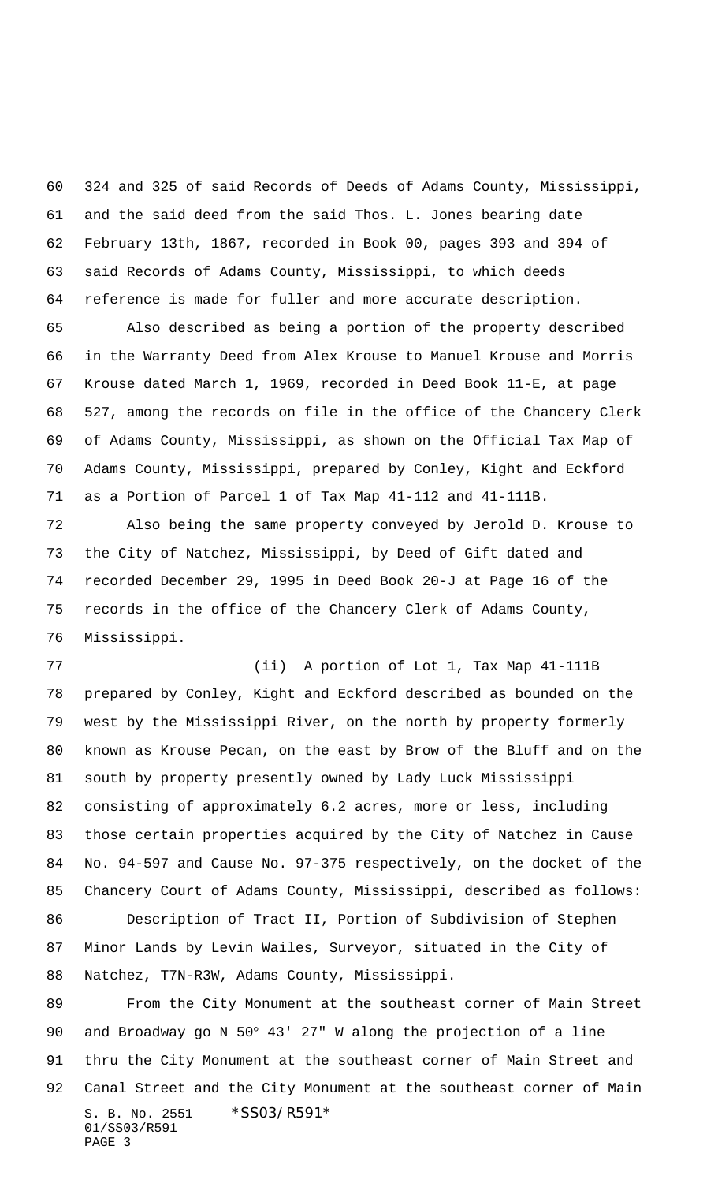324 and 325 of said Records of Deeds of Adams County, Mississippi, and the said deed from the said Thos. L. Jones bearing date February 13th, 1867, recorded in Book 00, pages 393 and 394 of said Records of Adams County, Mississippi, to which deeds reference is made for fuller and more accurate description.

Also described as being a portion of the property described in the Warranty Deed from Alex Krouse to Manuel Krouse and Morris Krouse dated March 1, 1969, recorded in Deed Book 11-E, at page 527, among the records on file in the office of the Chancery Clerk of Adams County, Mississippi, as shown on the Official Tax Map of Adams County, Mississippi, prepared by Conley, Kight and Eckford as a Portion of Parcel 1 of Tax Map 41-112 and 41-111B.

Also being the same property conveyed by Jerold D. Krouse to the City of Natchez, Mississippi, by Deed of Gift dated and recorded December 29, 1995 in Deed Book 20-J at Page 16 of the records in the office of the Chancery Clerk of Adams County, Mississippi.

(ii) A portion of Lot 1, Tax Map 41-111B prepared by Conley, Kight and Eckford described as bounded on the west by the Mississippi River, on the north by property formerly known as Krouse Pecan, on the east by Brow of the Bluff and on the south by property presently owned by Lady Luck Mississippi consisting of approximately 6.2 acres, more or less, including those certain properties acquired by the City of Natchez in Cause No. 94-597 and Cause No. 97-375 respectively, on the docket of the Chancery Court of Adams County, Mississippi, described as follows:

Description of Tract II, Portion of Subdivision of Stephen Minor Lands by Levin Wailes, Surveyor, situated in the City of Natchez, T7N-R3W, Adams County, Mississippi.

From the City Monument at the southeast corner of Main Street and Broadway go N 50° 43' 27" W along the projection of a line thru the City Monument at the southeast corner of Main Street and Canal Street and the City Monument at the southeast corner of Main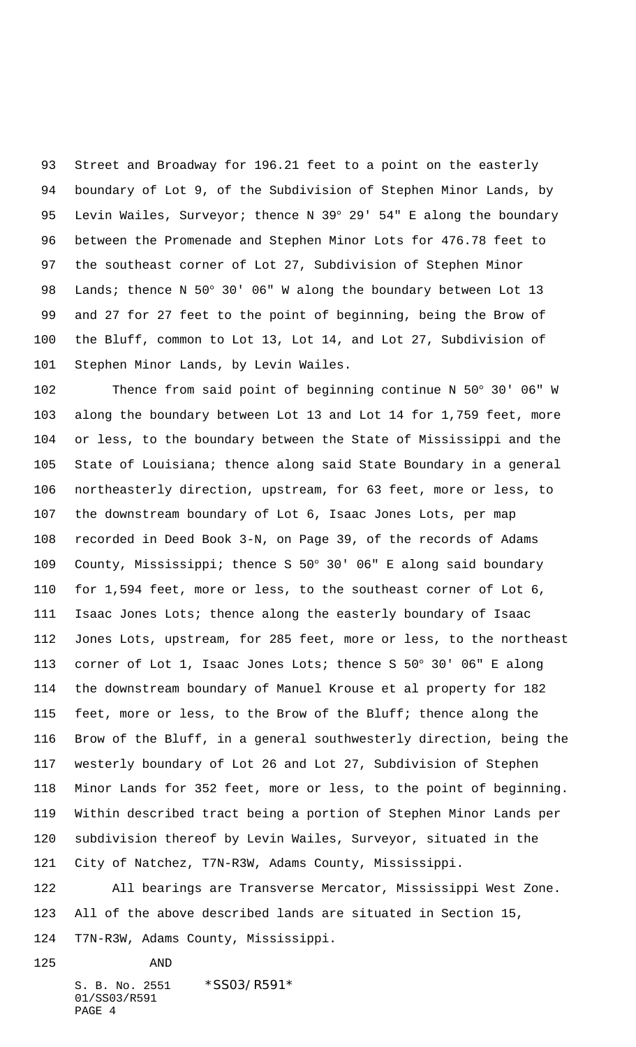Street and Broadway for 196.21 feet to a point on the easterly boundary of Lot 9, of the Subdivision of Stephen Minor Lands, by Levin Wailes, Surveyor; thence N 39° 29' 54" E along the boundary between the Promenade and Stephen Minor Lots for 476.78 feet to the southeast corner of Lot 27, Subdivision of Stephen Minor Lands; thence N 50° 30' 06" W along the boundary between Lot 13 and 27 for 27 feet to the point of beginning, being the Brow of the Bluff, common to Lot 13, Lot 14, and Lot 27, Subdivision of Stephen Minor Lands, by Levin Wailes.

Thence from said point of beginning continue N 50° 30' 06" W along the boundary between Lot 13 and Lot 14 for 1,759 feet, more or less, to the boundary between the State of Mississippi and the State of Louisiana; thence along said State Boundary in a general northeasterly direction, upstream, for 63 feet, more or less, to the downstream boundary of Lot 6, Isaac Jones Lots, per map recorded in Deed Book 3-N, on Page 39, of the records of Adams County, Mississippi; thence S 50° 30' 06" E along said boundary for 1,594 feet, more or less, to the southeast corner of Lot 6, Isaac Jones Lots; thence along the easterly boundary of Isaac Jones Lots, upstream, for 285 feet, more or less, to the northeast corner of Lot 1, Isaac Jones Lots; thence S 50° 30' 06" E along the downstream boundary of Manuel Krouse et al property for 182 feet, more or less, to the Brow of the Bluff; thence along the Brow of the Bluff, in a general southwesterly direction, being the westerly boundary of Lot 26 and Lot 27, Subdivision of Stephen Minor Lands for 352 feet, more or less, to the point of beginning. Within described tract being a portion of Stephen Minor Lands per subdivision thereof by Levin Wailes, Surveyor, situated in the City of Natchez, T7N-R3W, Adams County, Mississippi.

All bearings are Transverse Mercator, Mississippi West Zone. All of the above described lands are situated in Section 15, T7N-R3W, Adams County, Mississippi.

AND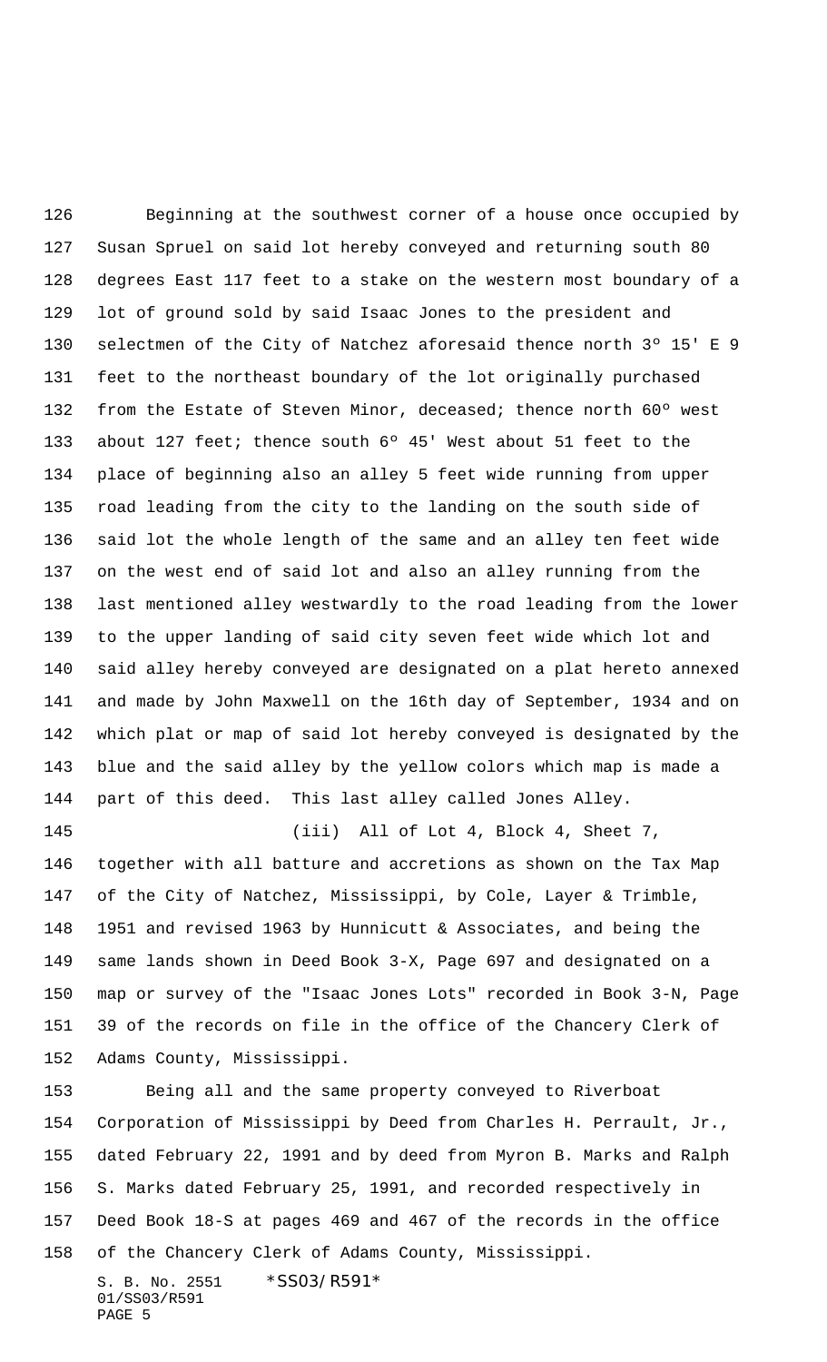Beginning at the southwest corner of a house once occupied by Susan Spruel on said lot hereby conveyed and returning south 80 degrees East 117 feet to a stake on the western most boundary of a lot of ground sold by said Isaac Jones to the president and selectmen of the City of Natchez aforesaid thence north 3º 15' E 9 feet to the northeast boundary of the lot originally purchased from the Estate of Steven Minor, deceased; thence north 60º west about 127 feet; thence south 6º 45' West about 51 feet to the place of beginning also an alley 5 feet wide running from upper road leading from the city to the landing on the south side of said lot the whole length of the same and an alley ten feet wide on the west end of said lot and also an alley running from the last mentioned alley westwardly to the road leading from the lower to the upper landing of said city seven feet wide which lot and said alley hereby conveyed are designated on a plat hereto annexed and made by John Maxwell on the 16th day of September, 1934 and on which plat or map of said lot hereby conveyed is designated by the blue and the said alley by the yellow colors which map is made a part of this deed. This last alley called Jones Alley.

(iii) All of Lot 4, Block 4, Sheet 7, together with all batture and accretions as shown on the Tax Map of the City of Natchez, Mississippi, by Cole, Layer & Trimble, 1951 and revised 1963 by Hunnicutt & Associates, and being the same lands shown in Deed Book 3-X, Page 697 and designated on a map or survey of the "Isaac Jones Lots" recorded in Book 3-N, Page 39 of the records on file in the office of the Chancery Clerk of Adams County, Mississippi.

Being all and the same property conveyed to Riverboat Corporation of Mississippi by Deed from Charles H. Perrault, Jr., dated February 22, 1991 and by deed from Myron B. Marks and Ralph S. Marks dated February 25, 1991, and recorded respectively in Deed Book 18-S at pages 469 and 467 of the records in the office of the Chancery Clerk of Adams County, Mississippi.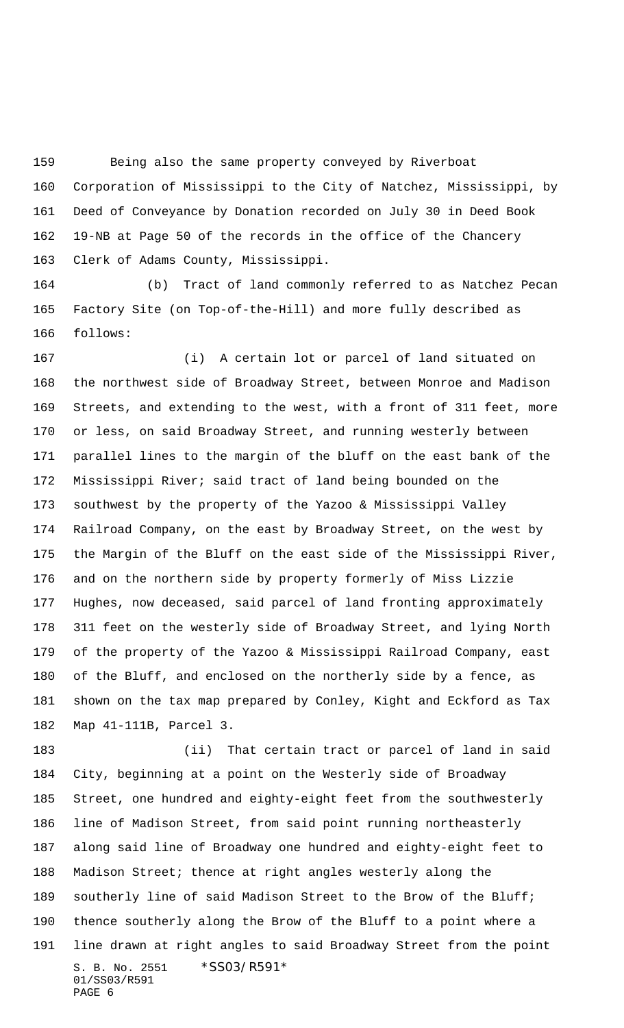Being also the same property conveyed by Riverboat Corporation of Mississippi to the City of Natchez, Mississippi, by Deed of Conveyance by Donation recorded on July 30 in Deed Book 19-NB at Page 50 of the records in the office of the Chancery Clerk of Adams County, Mississippi.

(b) Tract of land commonly referred to as Natchez Pecan Factory Site (on Top-of-the-Hill) and more fully described as follows:

(i) A certain lot or parcel of land situated on the northwest side of Broadway Street, between Monroe and Madison Streets, and extending to the west, with a front of 311 feet, more or less, on said Broadway Street, and running westerly between parallel lines to the margin of the bluff on the east bank of the Mississippi River; said tract of land being bounded on the southwest by the property of the Yazoo & Mississippi Valley Railroad Company, on the east by Broadway Street, on the west by the Margin of the Bluff on the east side of the Mississippi River, and on the northern side by property formerly of Miss Lizzie Hughes, now deceased, said parcel of land fronting approximately 311 feet on the westerly side of Broadway Street, and lying North of the property of the Yazoo & Mississippi Railroad Company, east of the Bluff, and enclosed on the northerly side by a fence, as shown on the tax map prepared by Conley, Kight and Eckford as Tax Map 41-111B, Parcel 3.

(ii) That certain tract or parcel of land in said City, beginning at a point on the Westerly side of Broadway Street, one hundred and eighty-eight feet from the southwesterly line of Madison Street, from said point running northeasterly along said line of Broadway one hundred and eighty-eight feet to Madison Street; thence at right angles westerly along the southerly line of said Madison Street to the Brow of the Bluff; thence southerly along the Brow of the Bluff to a point where a line drawn at right angles to said Broadway Street from the point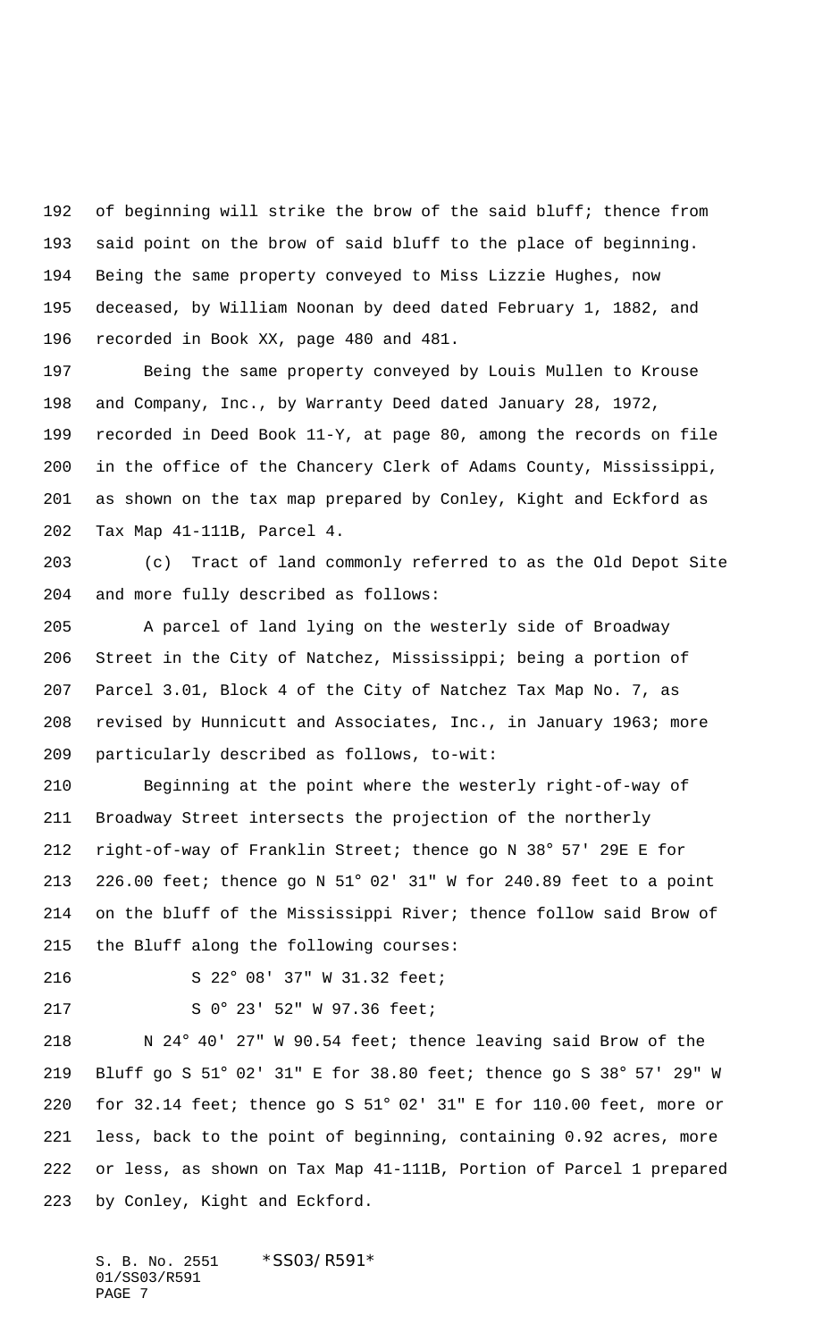of beginning will strike the brow of the said bluff; thence from said point on the brow of said bluff to the place of beginning. Being the same property conveyed to Miss Lizzie Hughes, now deceased, by William Noonan by deed dated February 1, 1882, and recorded in Book XX, page 480 and 481.

Being the same property conveyed by Louis Mullen to Krouse and Company, Inc., by Warranty Deed dated January 28, 1972, recorded in Deed Book 11-Y, at page 80, among the records on file in the office of the Chancery Clerk of Adams County, Mississippi, as shown on the tax map prepared by Conley, Kight and Eckford as Tax Map 41-111B, Parcel 4.

(c) Tract of land commonly referred to as the Old Depot Site and more fully described as follows:

A parcel of land lying on the westerly side of Broadway Street in the City of Natchez, Mississippi; being a portion of Parcel 3.01, Block 4 of the City of Natchez Tax Map No. 7, as revised by Hunnicutt and Associates, Inc., in January 1963; more particularly described as follows, to-wit:

Beginning at the point where the westerly right-of-way of Broadway Street intersects the projection of the northerly right-of-way of Franklin Street; thence go N 38° 57' 29E E for 226.00 feet; thence go N 51° 02' 31" W for 240.89 feet to a point on the bluff of the Mississippi River; thence follow said Brow of the Bluff along the following courses:

S 22° 08' 37" W 31.32 feet;

S 0° 23' 52" W 97.36 feet;

N 24° 40' 27" W 90.54 feet; thence leaving said Brow of the Bluff go S 51° 02' 31" E for 38.80 feet; thence go S 38° 57' 29" W for 32.14 feet; thence go S 51° 02' 31" E for 110.00 feet, more or less, back to the point of beginning, containing 0.92 acres, more or less, as shown on Tax Map 41-111B, Portion of Parcel 1 prepared by Conley, Kight and Eckford.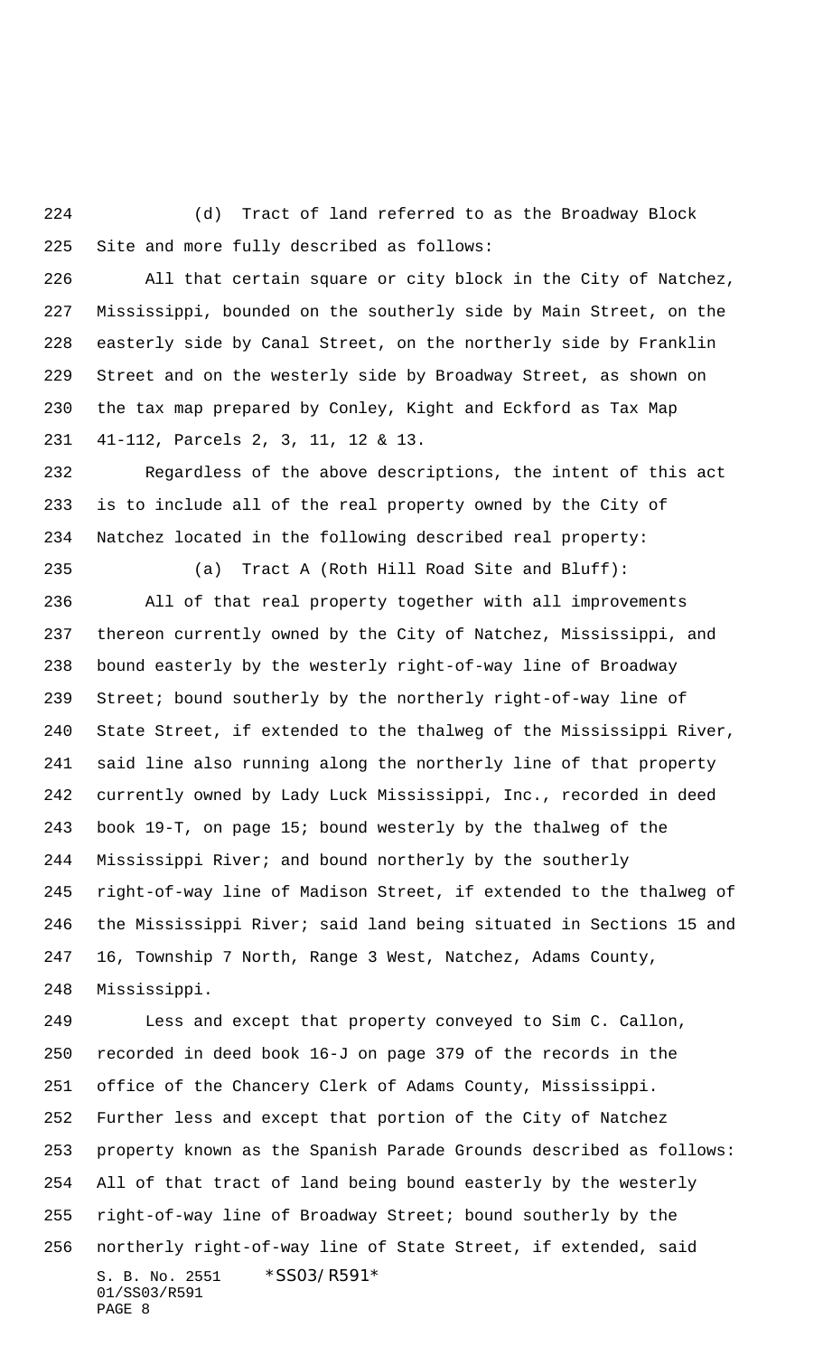(d) Tract of land referred to as the Broadway Block Site and more fully described as follows:

All that certain square or city block in the City of Natchez, Mississippi, bounded on the southerly side by Main Street, on the easterly side by Canal Street, on the northerly side by Franklin Street and on the westerly side by Broadway Street, as shown on the tax map prepared by Conley, Kight and Eckford as Tax Map 41-112, Parcels 2, 3, 11, 12 & 13.

Regardless of the above descriptions, the intent of this act is to include all of the real property owned by the City of Natchez located in the following described real property:

(a) Tract A (Roth Hill Road Site and Bluff):

All of that real property together with all improvements thereon currently owned by the City of Natchez, Mississippi, and bound easterly by the westerly right-of-way line of Broadway Street; bound southerly by the northerly right-of-way line of State Street, if extended to the thalweg of the Mississippi River, said line also running along the northerly line of that property currently owned by Lady Luck Mississippi, Inc., recorded in deed book 19-T, on page 15; bound westerly by the thalweg of the Mississippi River; and bound northerly by the southerly right-of-way line of Madison Street, if extended to the thalweg of the Mississippi River; said land being situated in Sections 15 and 16, Township 7 North, Range 3 West, Natchez, Adams County, Mississippi.

Less and except that property conveyed to Sim C. Callon, recorded in deed book 16-J on page 379 of the records in the office of the Chancery Clerk of Adams County, Mississippi. Further less and except that portion of the City of Natchez property known as the Spanish Parade Grounds described as follows: All of that tract of land being bound easterly by the westerly right-of-way line of Broadway Street; bound southerly by the northerly right-of-way line of State Street, if extended, said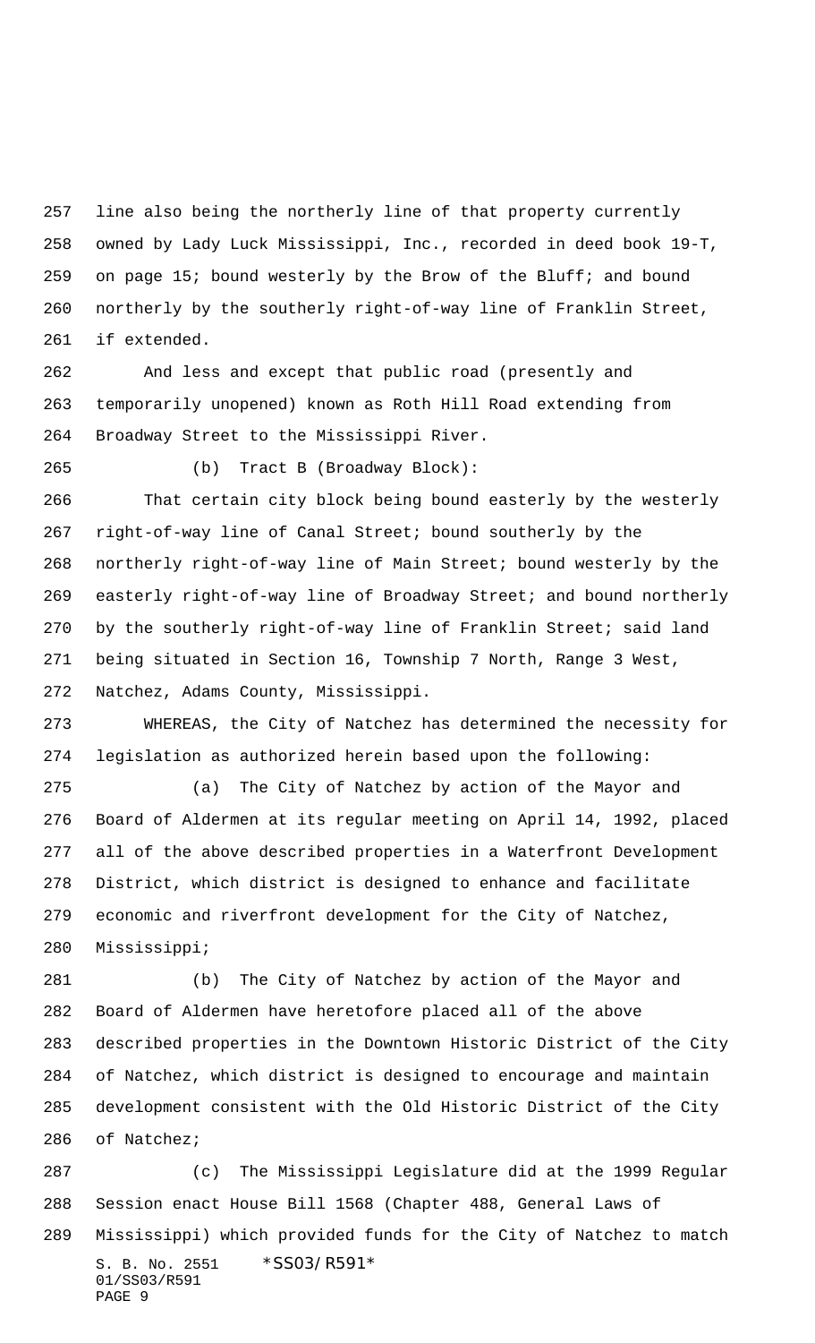line also being the northerly line of that property currently owned by Lady Luck Mississippi, Inc., recorded in deed book 19-T, on page 15; bound westerly by the Brow of the Bluff; and bound northerly by the southerly right-of-way line of Franklin Street, if extended.

And less and except that public road (presently and temporarily unopened) known as Roth Hill Road extending from Broadway Street to the Mississippi River.

(b) Tract B (Broadway Block):

That certain city block being bound easterly by the westerly right-of-way line of Canal Street; bound southerly by the northerly right-of-way line of Main Street; bound westerly by the easterly right-of-way line of Broadway Street; and bound northerly by the southerly right-of-way line of Franklin Street; said land being situated in Section 16, Township 7 North, Range 3 West, Natchez, Adams County, Mississippi.

WHEREAS, the City of Natchez has determined the necessity for legislation as authorized herein based upon the following:

(a) The City of Natchez by action of the Mayor and Board of Aldermen at its regular meeting on April 14, 1992, placed all of the above described properties in a Waterfront Development District, which district is designed to enhance and facilitate economic and riverfront development for the City of Natchez, Mississippi;

(b) The City of Natchez by action of the Mayor and Board of Aldermen have heretofore placed all of the above described properties in the Downtown Historic District of the City of Natchez, which district is designed to encourage and maintain development consistent with the Old Historic District of the City of Natchez;

(c) The Mississippi Legislature did at the 1999 Regular Session enact House Bill 1568 (Chapter 488, General Laws of Mississippi) which provided funds for the City of Natchez to match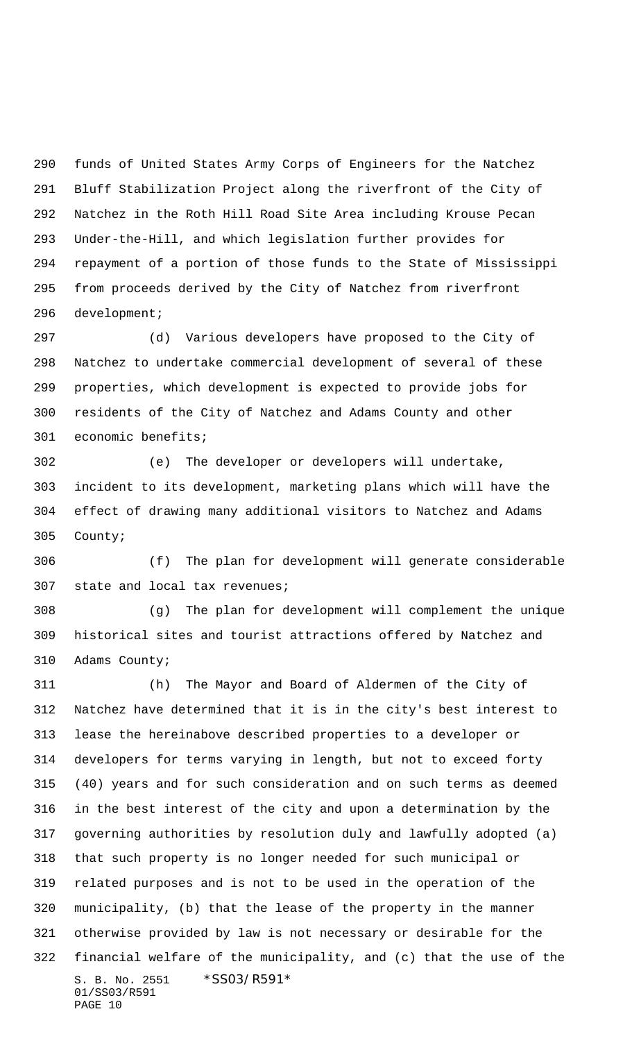funds of United States Army Corps of Engineers for the Natchez Bluff Stabilization Project along the riverfront of the City of Natchez in the Roth Hill Road Site Area including Krouse Pecan Under-the-Hill, and which legislation further provides for repayment of a portion of those funds to the State of Mississippi from proceeds derived by the City of Natchez from riverfront development;

(d) Various developers have proposed to the City of Natchez to undertake commercial development of several of these properties, which development is expected to provide jobs for residents of the City of Natchez and Adams County and other economic benefits;

(e) The developer or developers will undertake, incident to its development, marketing plans which will have the effect of drawing many additional visitors to Natchez and Adams County;

(f) The plan for development will generate considerable state and local tax revenues;

(g) The plan for development will complement the unique historical sites and tourist attractions offered by Natchez and Adams County;

(h) The Mayor and Board of Aldermen of the City of Natchez have determined that it is in the city's best interest to lease the hereinabove described properties to a developer or developers for terms varying in length, but not to exceed forty (40) years and for such consideration and on such terms as deemed in the best interest of the city and upon a determination by the governing authorities by resolution duly and lawfully adopted (a) that such property is no longer needed for such municipal or related purposes and is not to be used in the operation of the municipality, (b) that the lease of the property in the manner otherwise provided by law is not necessary or desirable for the financial welfare of the municipality, and (c) that the use of the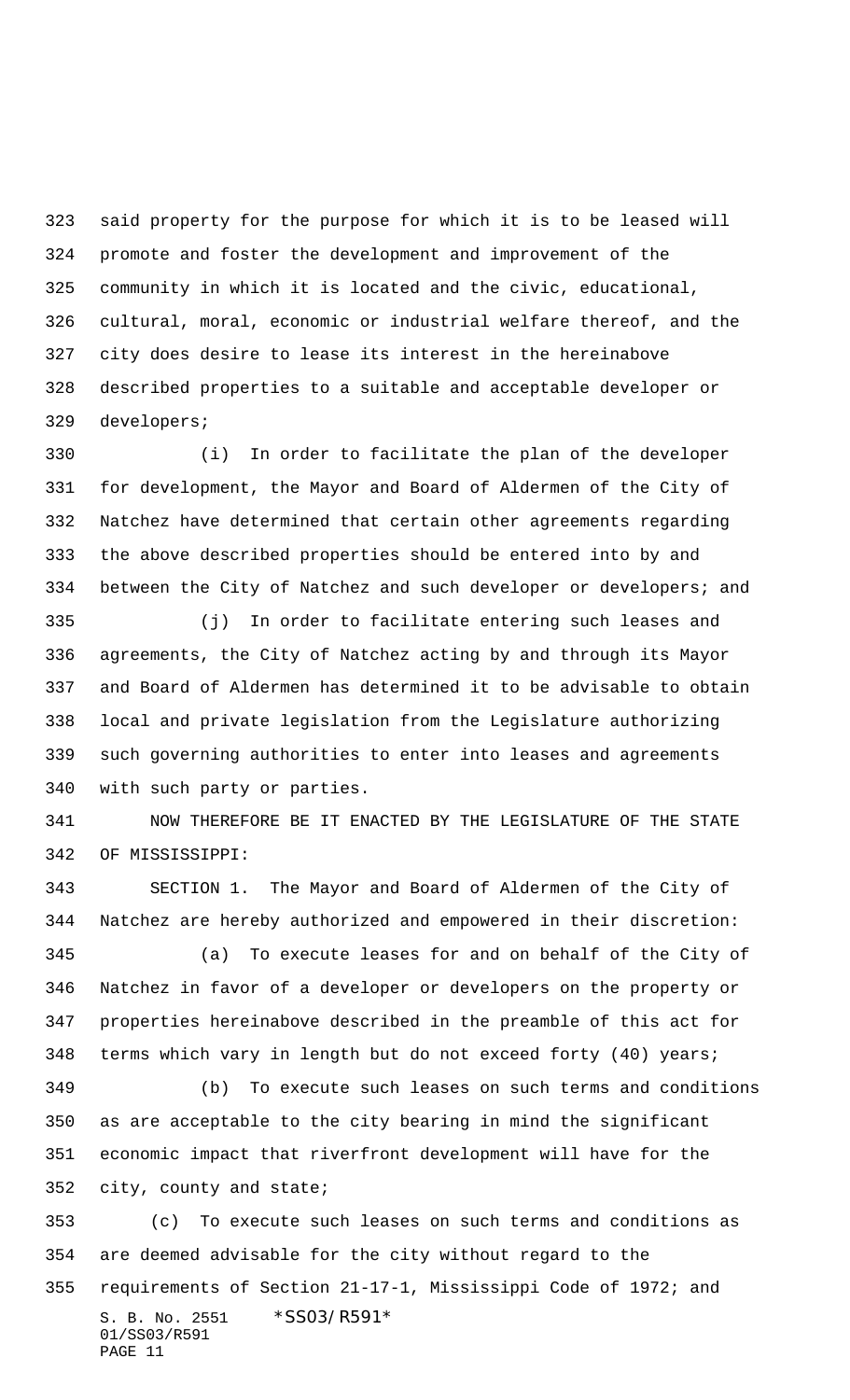said property for the purpose for which it is to be leased will promote and foster the development and improvement of the community in which it is located and the civic, educational, cultural, moral, economic or industrial welfare thereof, and the city does desire to lease its interest in the hereinabove described properties to a suitable and acceptable developer or developers;

(i) In order to facilitate the plan of the developer for development, the Mayor and Board of Aldermen of the City of Natchez have determined that certain other agreements regarding the above described properties should be entered into by and between the City of Natchez and such developer or developers; and

(j) In order to facilitate entering such leases and agreements, the City of Natchez acting by and through its Mayor and Board of Aldermen has determined it to be advisable to obtain local and private legislation from the Legislature authorizing such governing authorities to enter into leases and agreements with such party or parties.

NOW THEREFORE BE IT ENACTED BY THE LEGISLATURE OF THE STATE OF MISSISSIPPI:

SECTION 1. The Mayor and Board of Aldermen of the City of Natchez are hereby authorized and empowered in their discretion:

(a) To execute leases for and on behalf of the City of Natchez in favor of a developer or developers on the property or properties hereinabove described in the preamble of this act for terms which vary in length but do not exceed forty (40) years;

(b) To execute such leases on such terms and conditions as are acceptable to the city bearing in mind the significant economic impact that riverfront development will have for the city, county and state;

(c) To execute such leases on such terms and conditions as are deemed advisable for the city without regard to the requirements of Section 21-17-1, Mississippi Code of 1972; and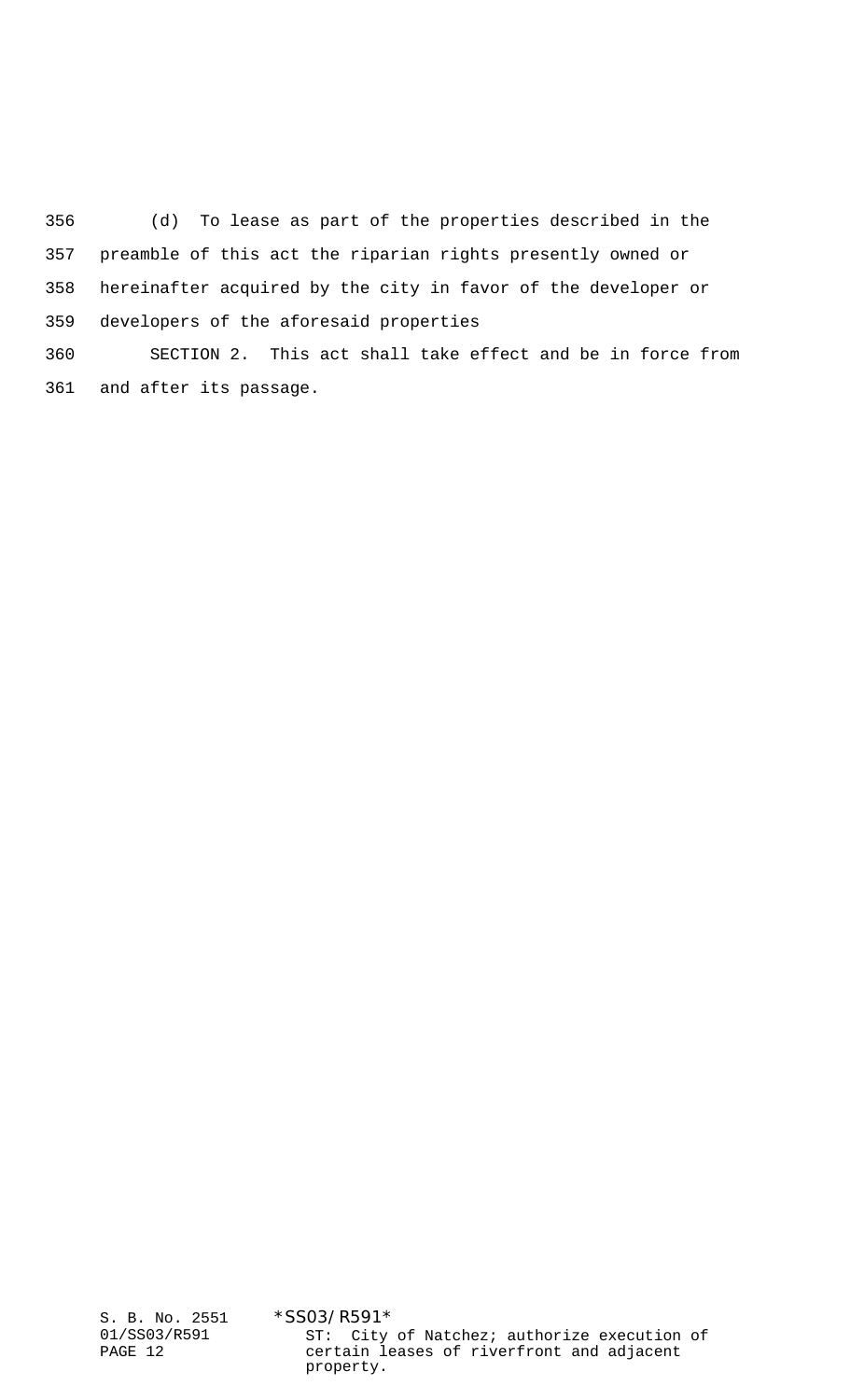(d) To lease as part of the properties described in the preamble of this act the riparian rights presently owned or hereinafter acquired by the city in favor of the developer or developers of the aforesaid properties

SECTION 2. This act shall take effect and be in force from and after its passage.